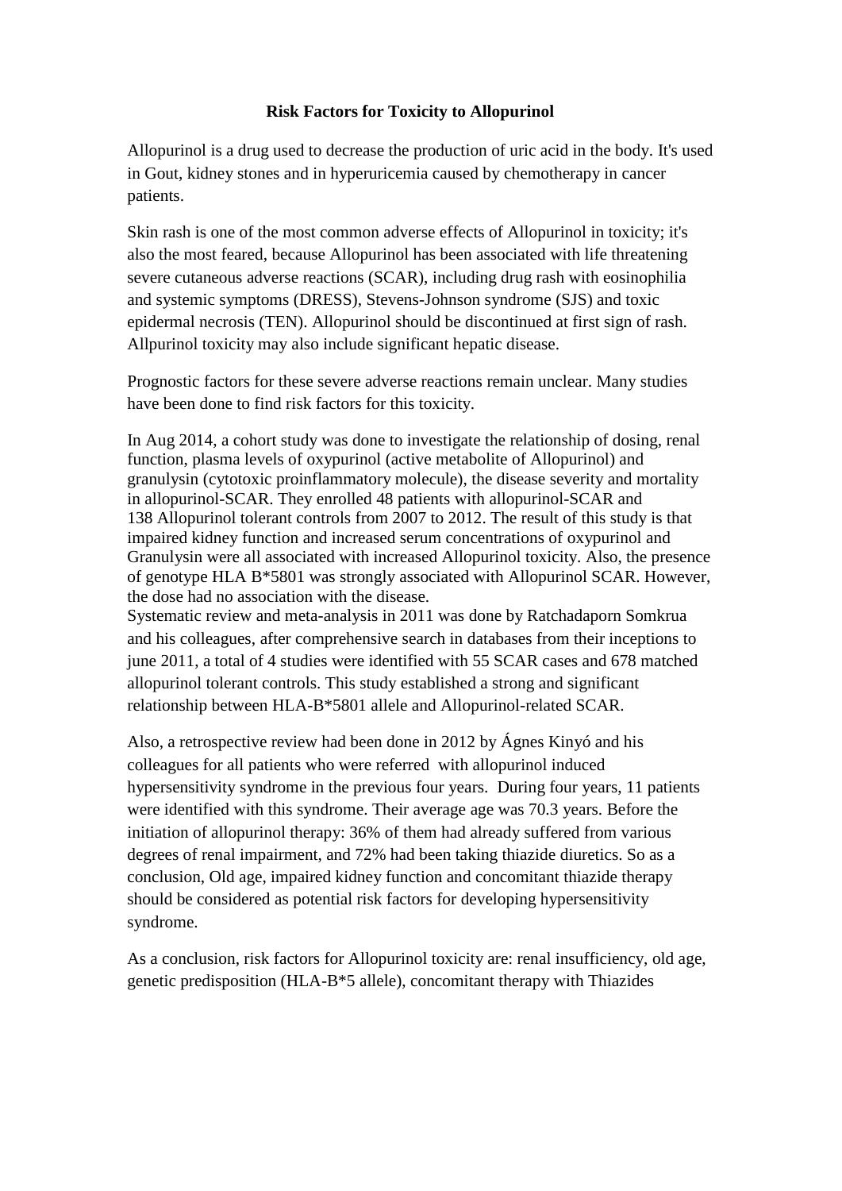# Risk Factors for Toxicity to Allopurinol

Allopurinol is a drug used to decrease the production of uric acid in the body. It's used in Gout, kidney stones and in hyperuricemia caused by chemotherapy in cancer patients.

Skin rash is one of the most common adverse effects of Allopurinol in toxicity; it's also the most feared, because Allopurinol has been associated with life threatening severe cutaneous adverse reactions (SCAR), including drug rash with eosinophilia and systemic symptoms (DRESS), Stevens-Johnson syndrome (SJS) and toxic epidermal necrosis (TEN). Allopurinol should be discontinued at first sign of rash. Allpurinol toxicity may also include significant hepatic disease.

Prognostic factors for these severe adverse reactions remain unclear. Many studies have been done to find risk factors for this toxicity.

In Aug 2014, a cohort study was done to investigate the relationship of dosing, renal function, plasma levels of oxypurinol (active metabolite of Allopurinol) and granulysin (cytotoxic proinflammatory molecule), the disease severity and mortality in allopurinol-SCAR. They enrolled 48 patients with allopurinol-SCAR and 138 Allopurinol tolerant controls from 2007 to 2012. The result of this study is that impaired kidney function and increased serum concentrations of oxypurinol and Granulysin were all associated with increased Allopurinol toxicity. Also, the presence of genotype HLA B*5801 was strongly associated with Allopurinol SCAR. However, the dose had no association with the disease.
Systematic review and meta-analysis in 2011 was done by Ratchadaporn Somkrua and his colleagues, after comprehensive search in databases from their inceptions to june 2011, a total of 4 studies were identified with 55 SCAR cases and 678 matched allopurinol tolerant controls. This study established a strong and significant relationship between HLA-B*5801 allele and Allopurinol-related SCAR.

Also, a retrospective review had been done in 2012 by Ágnes Kinyó and his colleagues for all patients who were referred with allopurinol induced hypersensitivity syndrome in the previous four years. During four years, 11 patients were identified with this syndrome. Their average age was 70.3 years. Before the initiation of allopurinol therapy: 36% of them had already suffered from various degrees of renal impairment, and 72% had been taking thiazide diuretics. So as a conclusion, Old age, impaired kidney function and concomitant thiazide therapy should be considered as potential risk factors for developing hypersensitivity syndrome.

As a conclusion, risk factors for Allopurinol toxicity are: renal insufficiency, old age, genetic predisposition (HLA-B*5 allele), concomitant therapy with Thiazides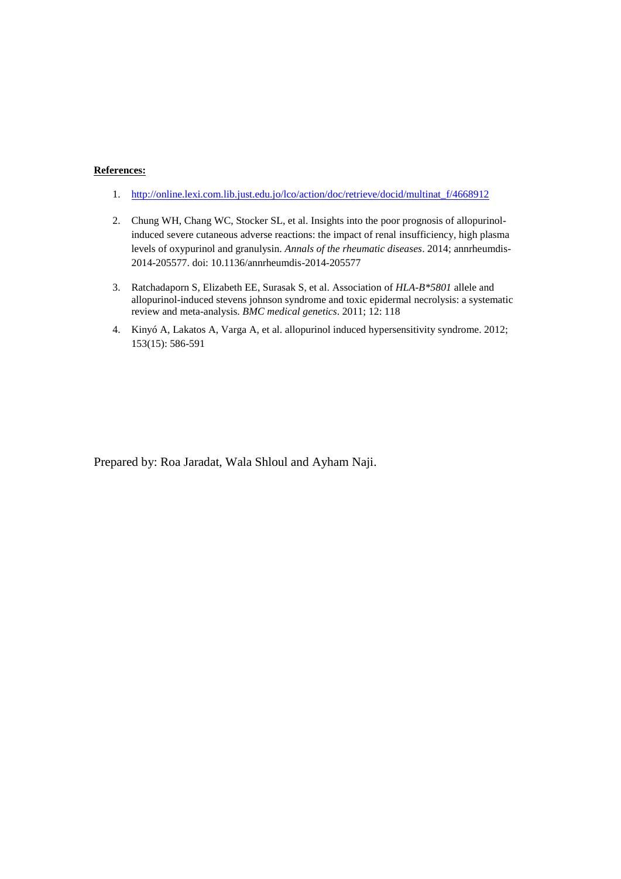**References:**

1. http://online.lexi.com.lib.just.edu.jo/lco/action/doc/retrieve/docid/multinat_f/4668912

2. Chung WH, Chang WC, Stocker SL, et al. Insights into the poor prognosis of allopurinol-induced severe cutaneous adverse reactions: the impact of renal insufficiency, high plasma levels of oxypurinol and granulysin. *Annals of the rheumatic diseases*. 2014; annrheumdis-2014-205577. doi: 10.1136/annrheumdis-2014-205577

3. Ratchadaporn S, Elizabeth EE, Surasak S, et al. Association of *HLA-B*5801* allele and allopurinol-induced stevens johnson syndrome and toxic epidermal necrolysis: a systematic review and meta-analysis. *BMC medical genetics*. 2011; 12: 118

4. Kinyó A, Lakatos A, Varga A, et al. allopurinol induced hypersensitivity syndrome. 2012; 153(15): 586-591

Prepared by: Roa Jaradat, Wala Shloul and Ayham Naji.